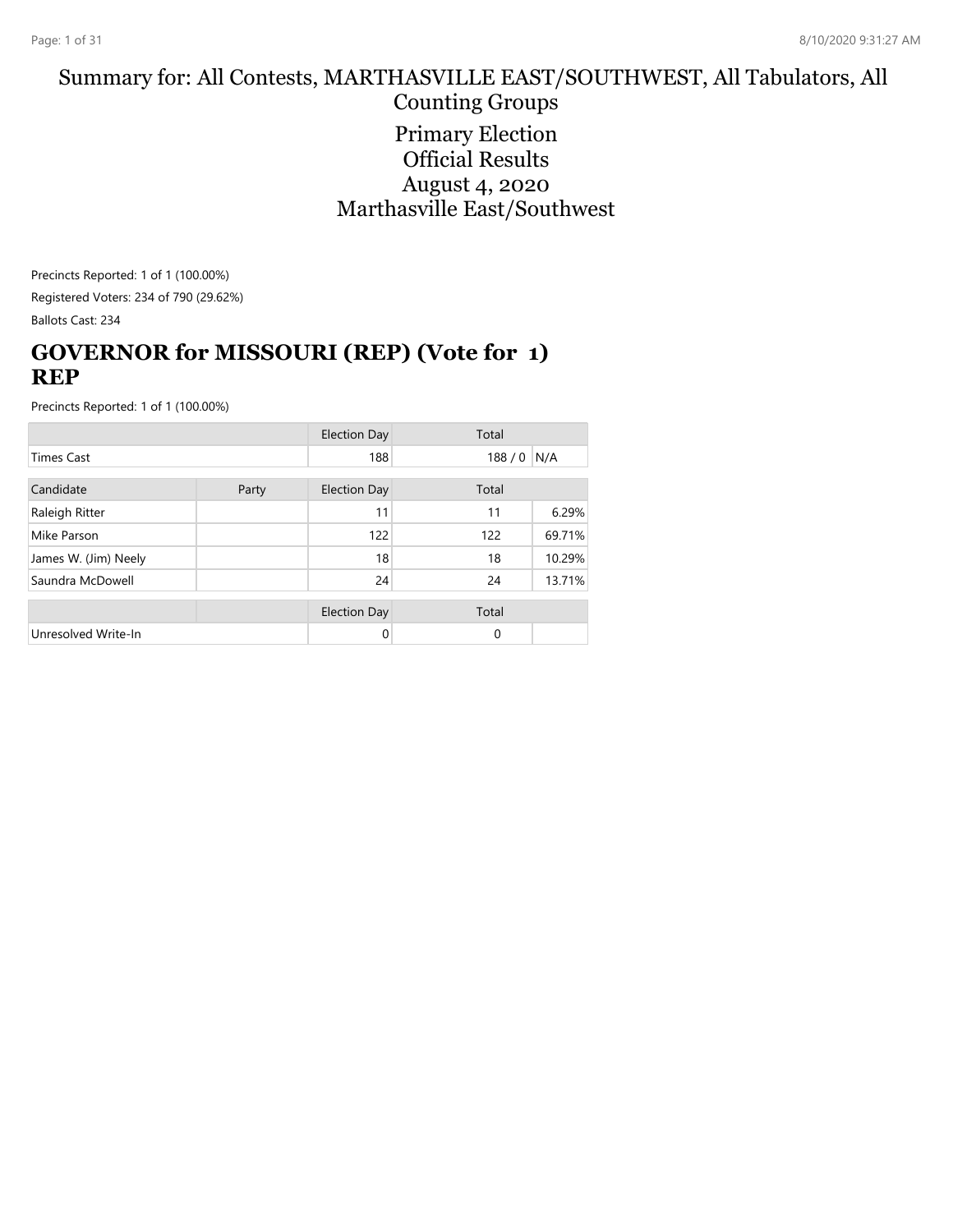# Summary for: All Contests, MARTHASVILLE EAST/SOUTHWEST, All Tabulators, All Counting Groups

Primary Election
Official Results
August 4, 2020
Marthasville East/Southwest

Precincts Reported: 1 of 1 (100.00%)

Registered Voters: 234 of 790 (29.62%)

Ballots Cast: 234

## GOVERNOR for MISSOURI (REP) (Vote for 1) REP

Precincts Reported: 1 of 1 (100.00%)

| | | Election Day | Total | |
|---|---|---|---|---|
| Times Cast | | 188 | 188 / 0 | N/A |

| Candidate | Party | Election Day | Total | |
|---|---|---|---|---|
| Raleigh Ritter | | 11 | 11 | 6.29% |
| Mike Parson | | 122 | 122 | 69.71% |
| James W. (Jim) Neely | | 18 | 18 | 10.29% |
| Saundra McDowell | | 24 | 24 | 13.71% |

| | | Election Day | Total | |
|---|---|---|---|---|
| Unresolved Write-In | | 0 | 0 | |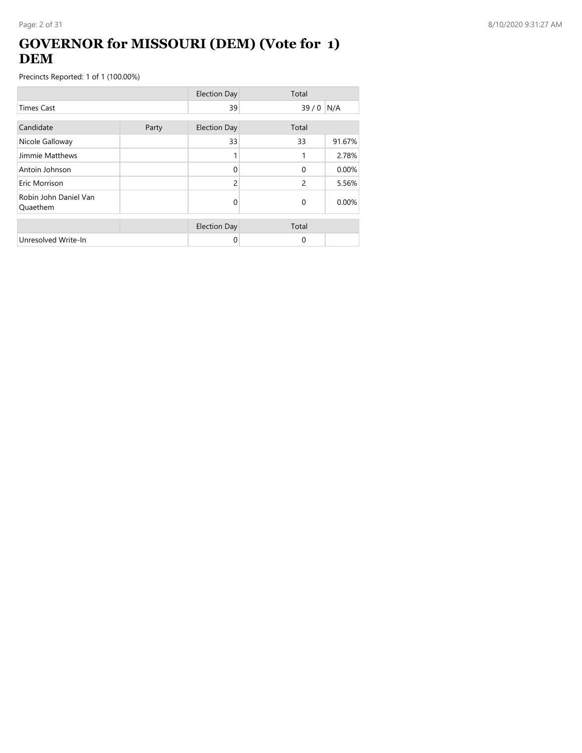# GOVERNOR for MISSOURI (DEM) (Vote for 1) DEM

Precincts Reported: 1 of 1 (100.00%)

| | | Election Day | Total | |
|---|---|---|---|---|
| Times Cast | | 39 | 39 / 0 | N/A |

| Candidate | Party | Election Day | Total | |
|---|---|---|---|---|
| Nicole Galloway | | 33 | 33 | 91.67% |
| Jimmie Matthews | | 1 | 1 | 2.78% |
| Antoin Johnson | | 0 | 0 | 0.00% |
| Eric Morrison | | 2 | 2 | 5.56% |
| Robin John Daniel Van Quaethem | | 0 | 0 | 0.00% |

| | | Election Day | Total | |
|---|---|---|---|---|
| Unresolved Write-In | | 0 | 0 | |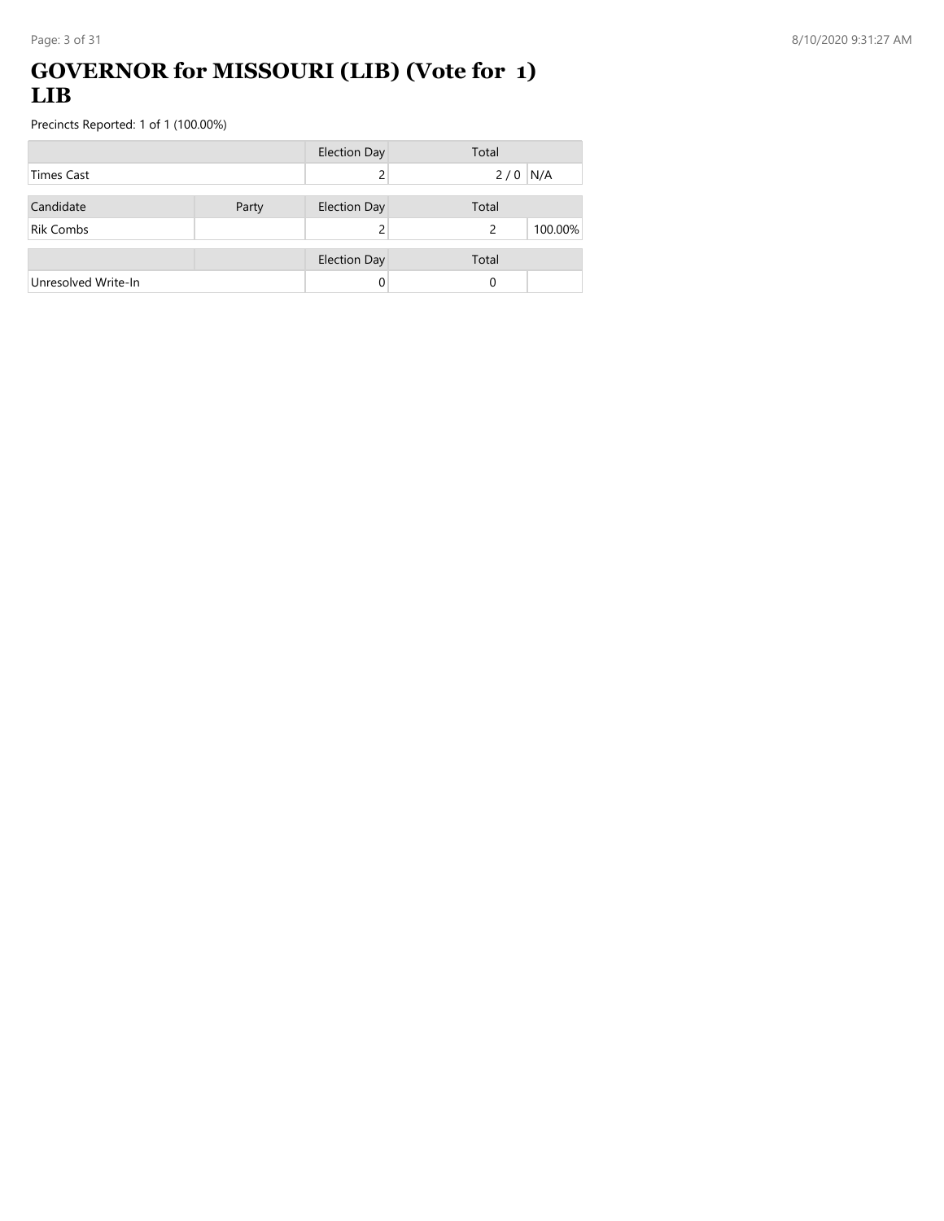# GOVERNOR for MISSOURI (LIB) (Vote for 1) LIB

Precincts Reported: 1 of 1 (100.00%)

| | | Election Day | Total | |
|---|---|---|---|---|
| Times Cast | | 2 | 2 / 0 | N/A |

| Candidate | Party | Election Day | Total | |
|---|---|---|---|---|
| Rik Combs | | 2 | 2 | 100.00% |

| | | Election Day | Total | |
|---|---|---|---|---|
| Unresolved Write-In | | 0 | 0 | |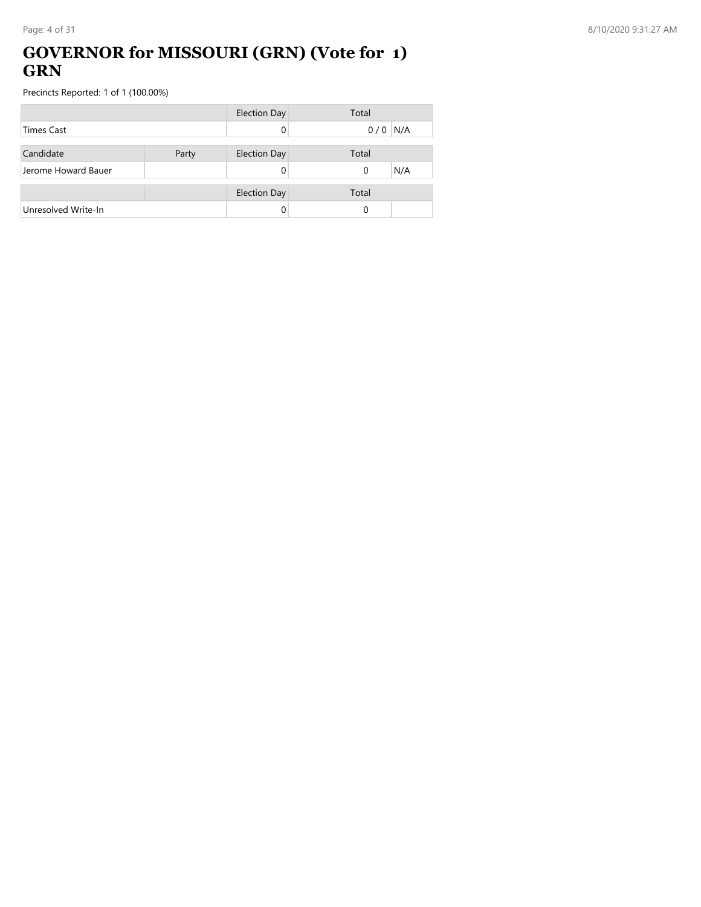# GOVERNOR for MISSOURI (GRN) (Vote for 1) GRN

Precincts Reported: 1 of 1 (100.00%)

| | Election Day | Total | |
|---|---|---|---|
| Times Cast | 0 | 0 / 0 | N/A |

| Candidate | Party | Election Day | Total | |
|---|---|---|---|---|
| Jerome Howard Bauer | | 0 | 0 | N/A |

| | | Election Day | Total | |
|---|---|---|---|---|
| Unresolved Write-In | | 0 | 0 | |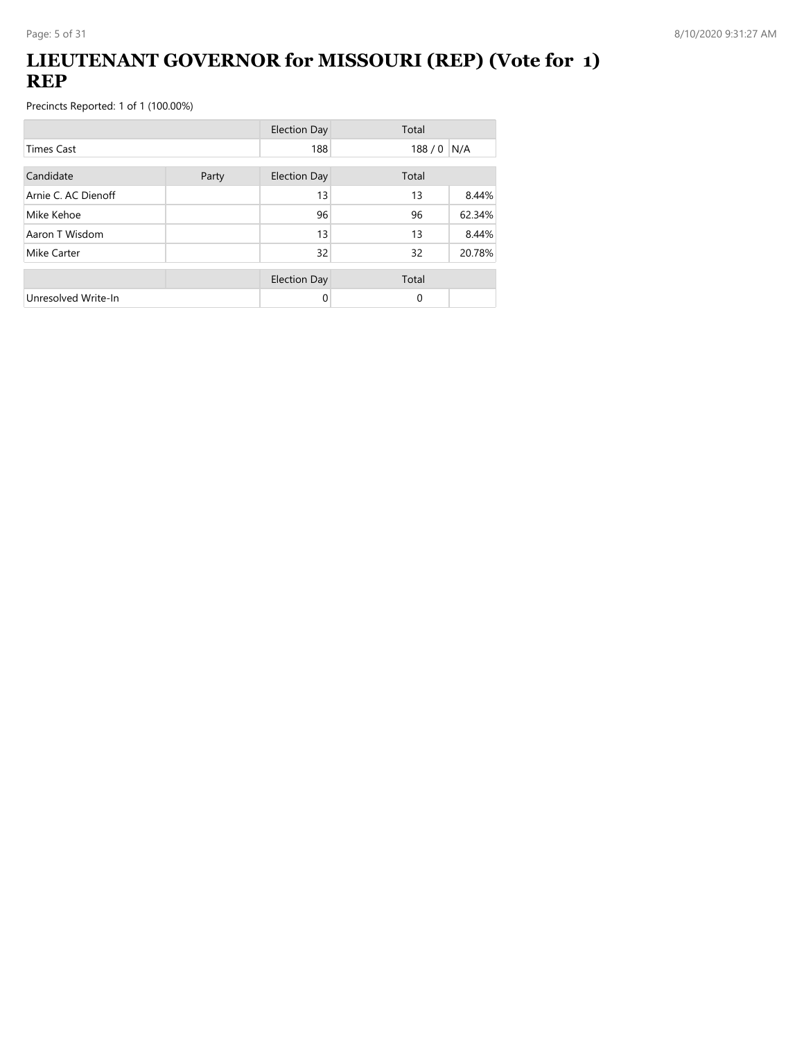# LIEUTENANT GOVERNOR for MISSOURI (REP) (Vote for 1) REP

Precincts Reported: 1 of 1 (100.00%)

| | | Election Day | Total | |
|---|---|---|---|---|
| Times Cast | | 188 | 188 / 0 | N/A |

| Candidate | Party | Election Day | Total | |
|---|---|---|---|---|
| Arnie C. AC Dienoff | | 13 | 13 | 8.44% |
| Mike Kehoe | | 96 | 96 | 62.34% |
| Aaron T Wisdom | | 13 | 13 | 8.44% |
| Mike Carter | | 32 | 32 | 20.78% |

| | | Election Day | Total | |
|---|---|---|---|---|
| Unresolved Write-In | | 0 | 0 | |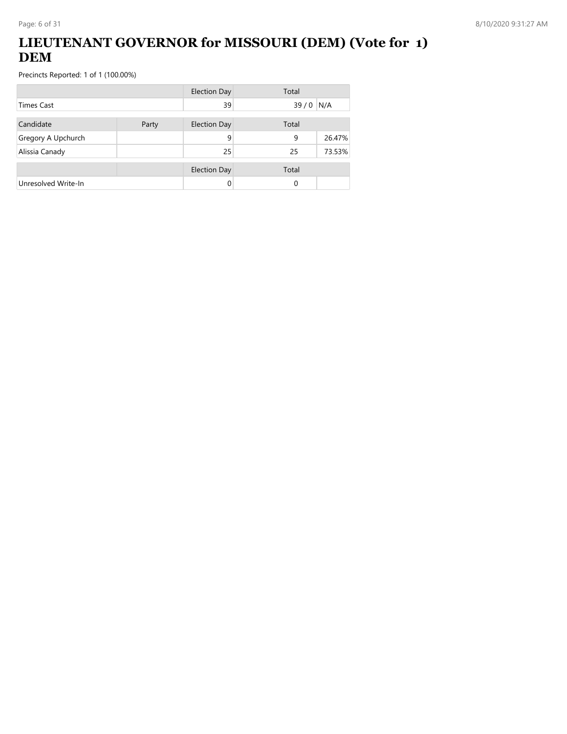# LIEUTENANT GOVERNOR for MISSOURI (DEM) (Vote for 1) DEM

Precincts Reported: 1 of 1 (100.00%)

| | | Election Day | Total | |
|---|---|---|---|---|
| Times Cast | | 39 | 39 / 0 | N/A |

| Candidate | Party | Election Day | Total | |
|---|---|---|---|---|
| Gregory A Upchurch | | 9 | 9 | 26.47% |
| Alissia Canady | | 25 | 25 | 73.53% |

| | | Election Day | Total | |
|---|---|---|---|---|
| Unresolved Write-In | | 0 | 0 | |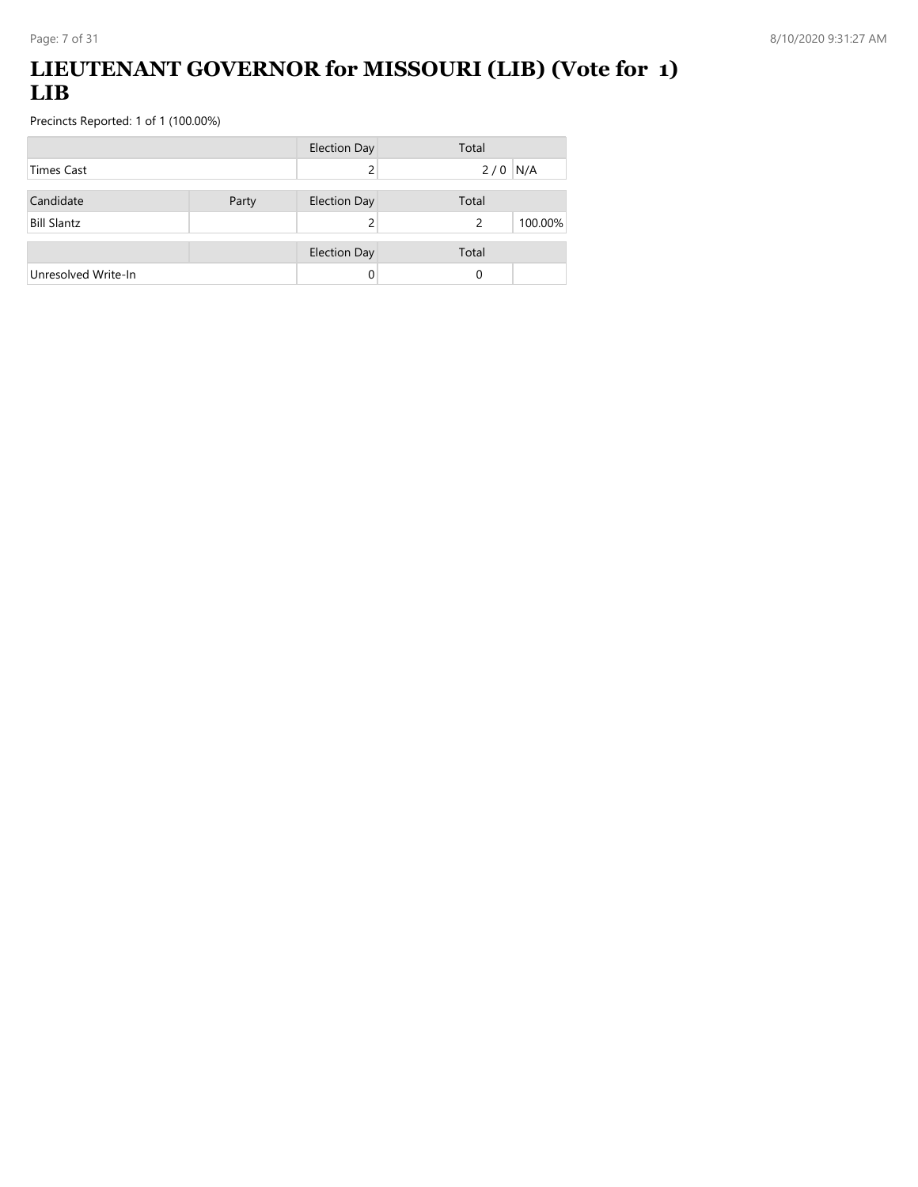# LIEUTENANT GOVERNOR for MISSOURI (LIB) (Vote for 1) LIB

Precincts Reported: 1 of 1 (100.00%)

| | | Election Day | Total | |
|---|---|---|---|---|
| Times Cast | | 2 | 2 / 0 | N/A |

| Candidate | Party | Election Day | Total | |
|---|---|---|---|---|
| Bill Slantz | | 2 | 2 | 100.00% |

| | | Election Day | Total | |
|---|---|---|---|---|
| Unresolved Write-In | | 0 | 0 | |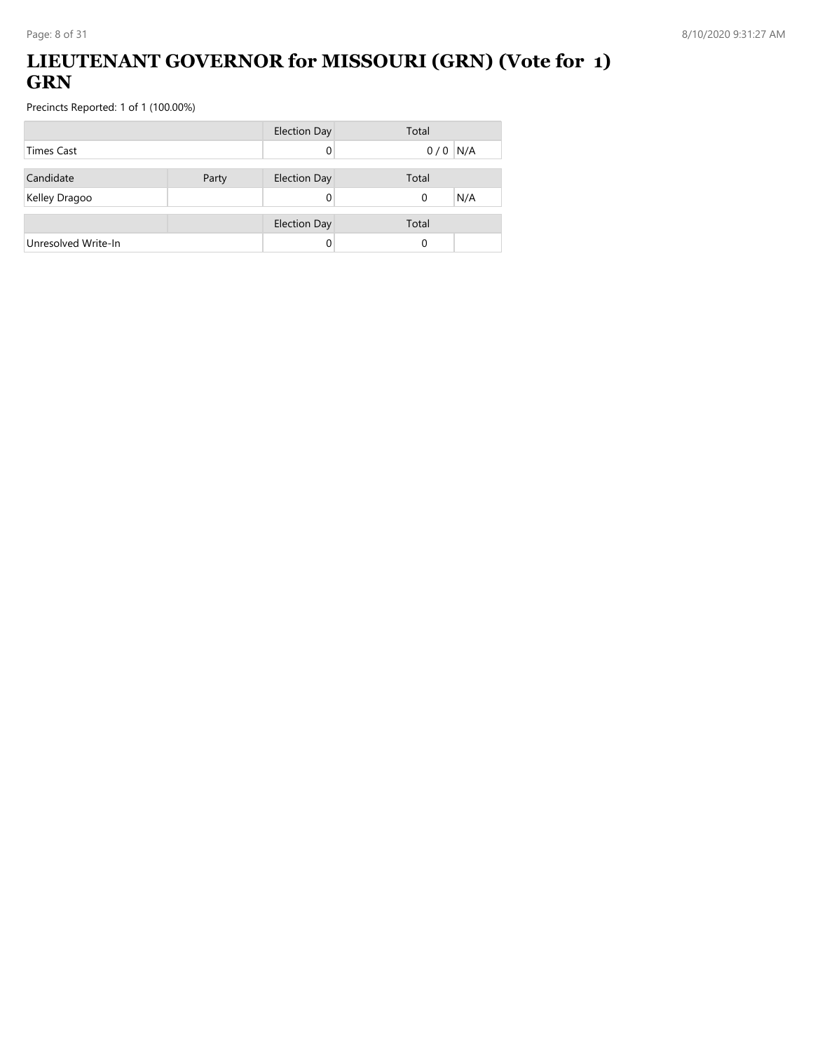# LIEUTENANT GOVERNOR for MISSOURI (GRN) (Vote for 1) GRN

Precincts Reported: 1 of 1 (100.00%)

| | Election Day | Total | |
|---|---|---|---|
| Times Cast | 0 | 0 / 0 | N/A |

| Candidate | Party | Election Day | Total | |
|---|---|---|---|---|
| Kelley Dragoo | | 0 | 0 | N/A |

| | | Election Day | Total | |
|---|---|---|---|---|
| Unresolved Write-In | | 0 | 0 | |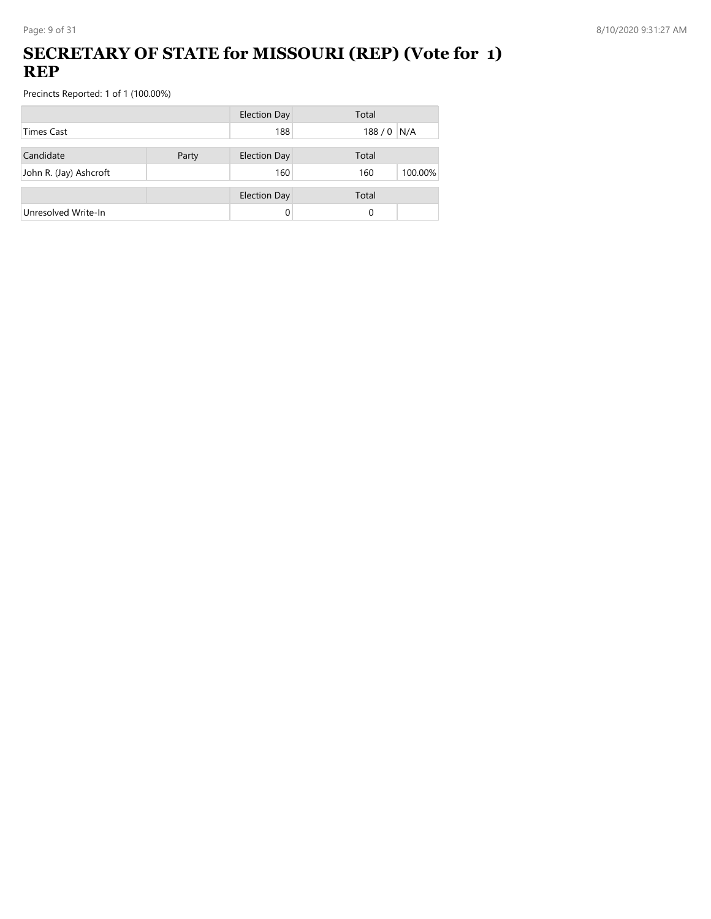# SECRETARY OF STATE for MISSOURI (REP) (Vote for 1) REP

Precincts Reported: 1 of 1 (100.00%)

| | | Election Day | Total | |
|---|---|---|---|---|
| Times Cast | | 188 | 188 / 0 | N/A |

| Candidate | Party | Election Day | Total | |
|---|---|---|---|---|
| John R. (Jay) Ashcroft | | 160 | 160 | 100.00% |

| | | Election Day | Total | |
|---|---|---|---|---|
| Unresolved Write-In | | 0 | 0 | |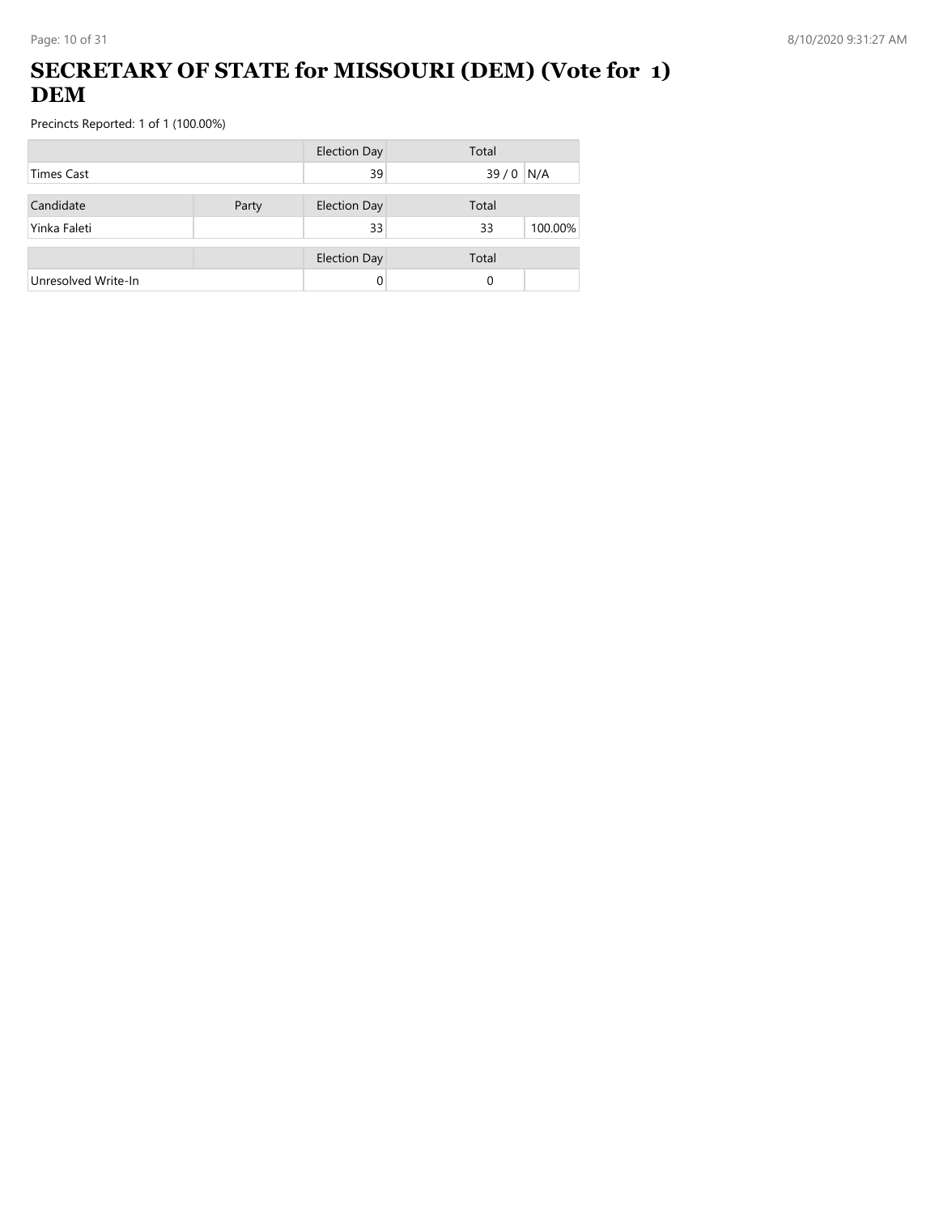# SECRETARY OF STATE for MISSOURI (DEM) (Vote for 1) DEM

Precincts Reported: 1 of 1 (100.00%)

| | | Election Day | Total | |
|---|---|---|---|---|
| Times Cast | | 39 | 39 / 0 | N/A |

| Candidate | Party | Election Day | Total | |
|---|---|---|---|---|
| Yinka Faleti | | 33 | 33 | 100.00% |

| | | Election Day | Total | |
|---|---|---|---|---|
| Unresolved Write-In | | 0 | 0 | |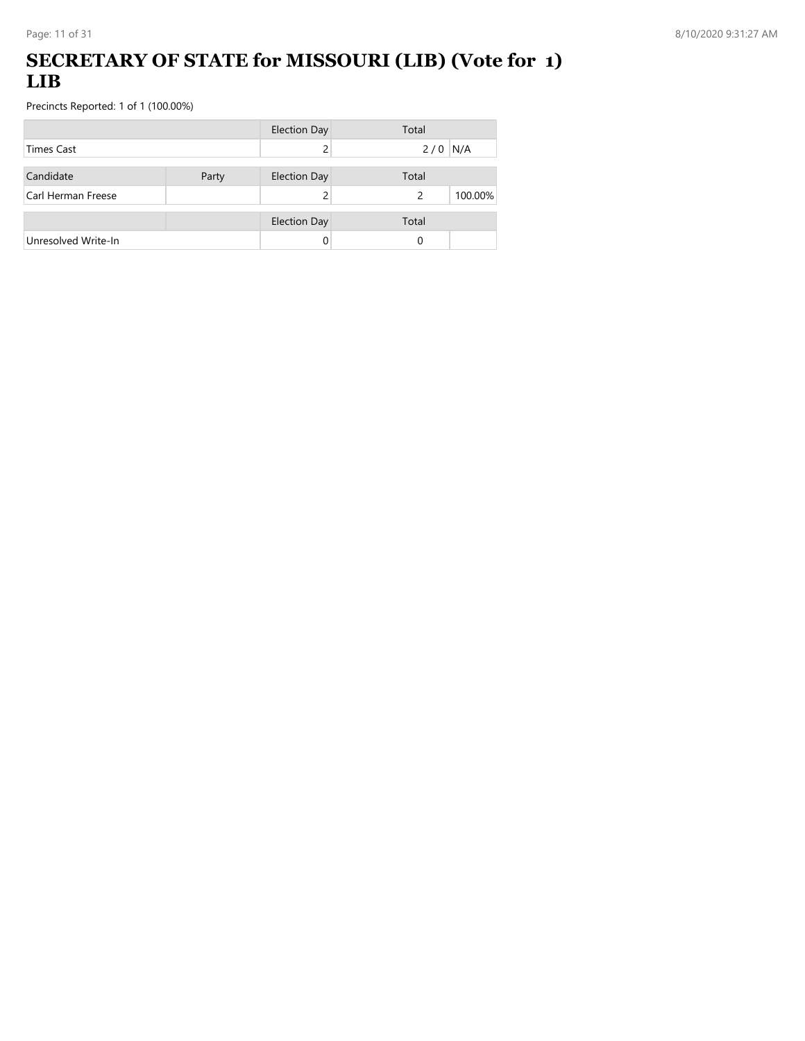# SECRETARY OF STATE for MISSOURI (LIB) (Vote for 1) LIB

Precincts Reported: 1 of 1 (100.00%)

| | | Election Day | Total | |
|---|---|---|---|---|
| Times Cast | | 2 | 2 / 0 | N/A |

| Candidate | Party | Election Day | Total | |
|---|---|---|---|---|
| Carl Herman Freese | | 2 | 2 | 100.00% |

| | | Election Day | Total | |
|---|---|---|---|---|
| Unresolved Write-In | | 0 | 0 | |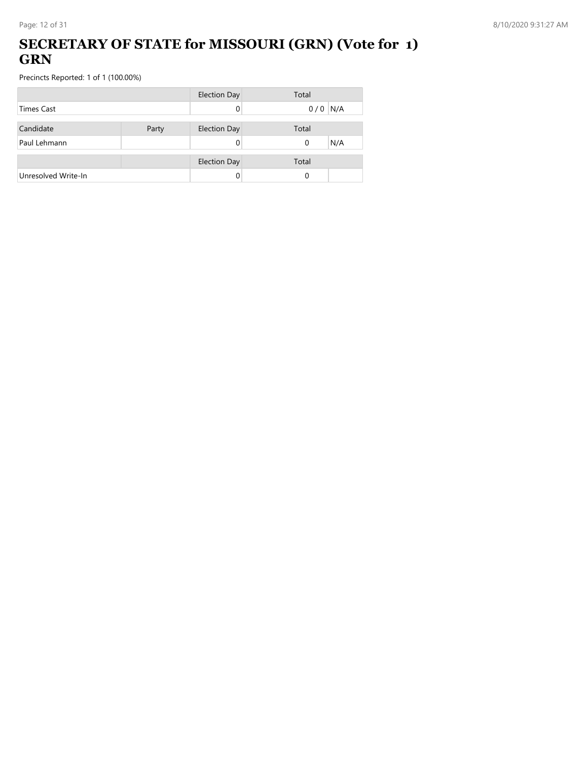# SECRETARY OF STATE for MISSOURI (GRN) (Vote for 1) GRN

Precincts Reported: 1 of 1 (100.00%)

| | | Election Day | Total | |
|---|---|---|---|---|
| Times Cast | | 0 | 0 / 0 | N/A |

| Candidate | Party | Election Day | Total | |
|---|---|---|---|---|
| Paul Lehmann | | 0 | 0 | N/A |

| | | Election Day | Total | |
|---|---|---|---|---|
| Unresolved Write-In | | 0 | 0 | |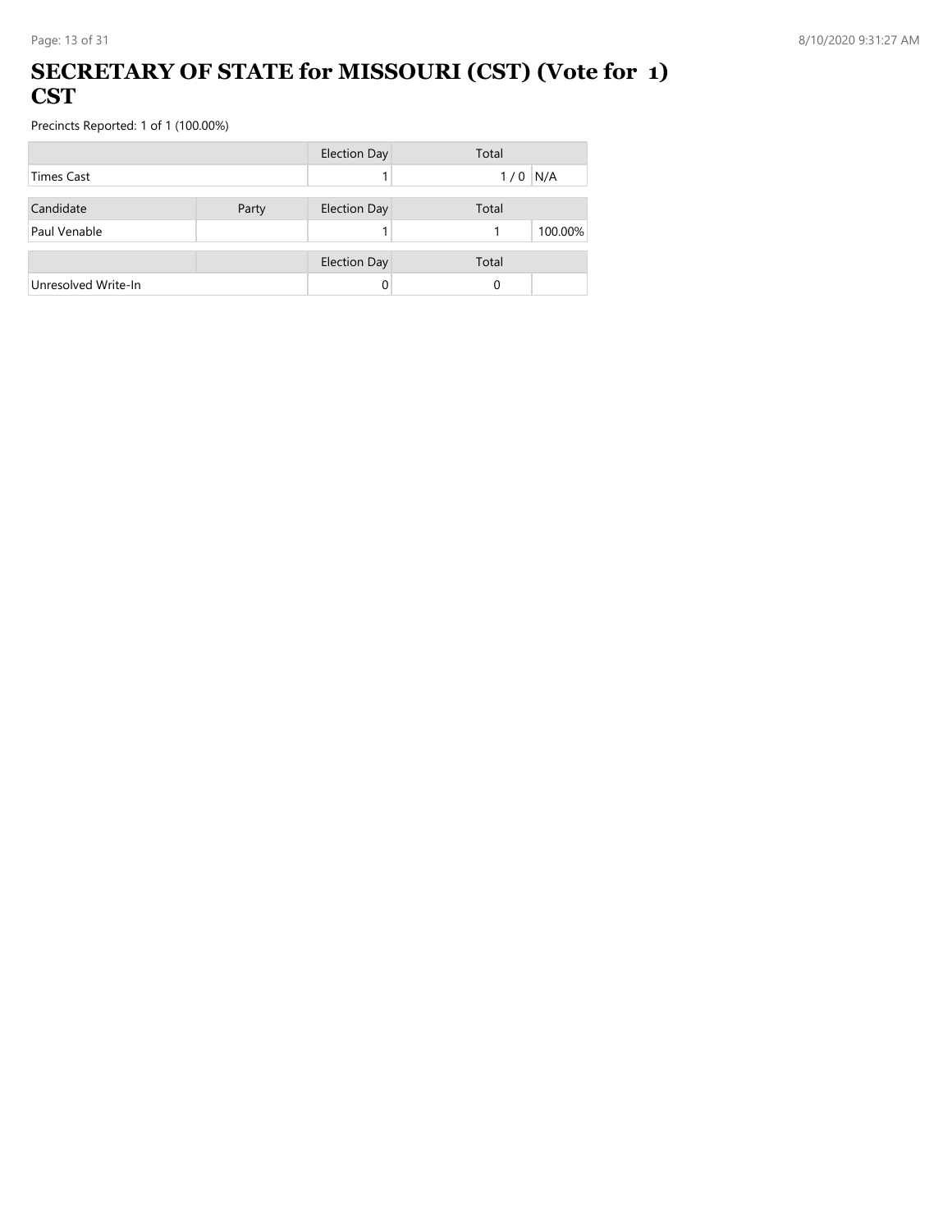# SECRETARY OF STATE for MISSOURI (CST) (Vote for 1) CST

Precincts Reported: 1 of 1 (100.00%)

| | | Election Day | Total | |
|---|---|---|---|---|
| Times Cast | | 1 | 1 / 0 | N/A |

| Candidate | Party | Election Day | Total | |
|---|---|---|---|---|
| Paul Venable | | 1 | 1 | 100.00% |

| | | Election Day | Total | |
|---|---|---|---|---|
| Unresolved Write-In | | 0 | 0 | |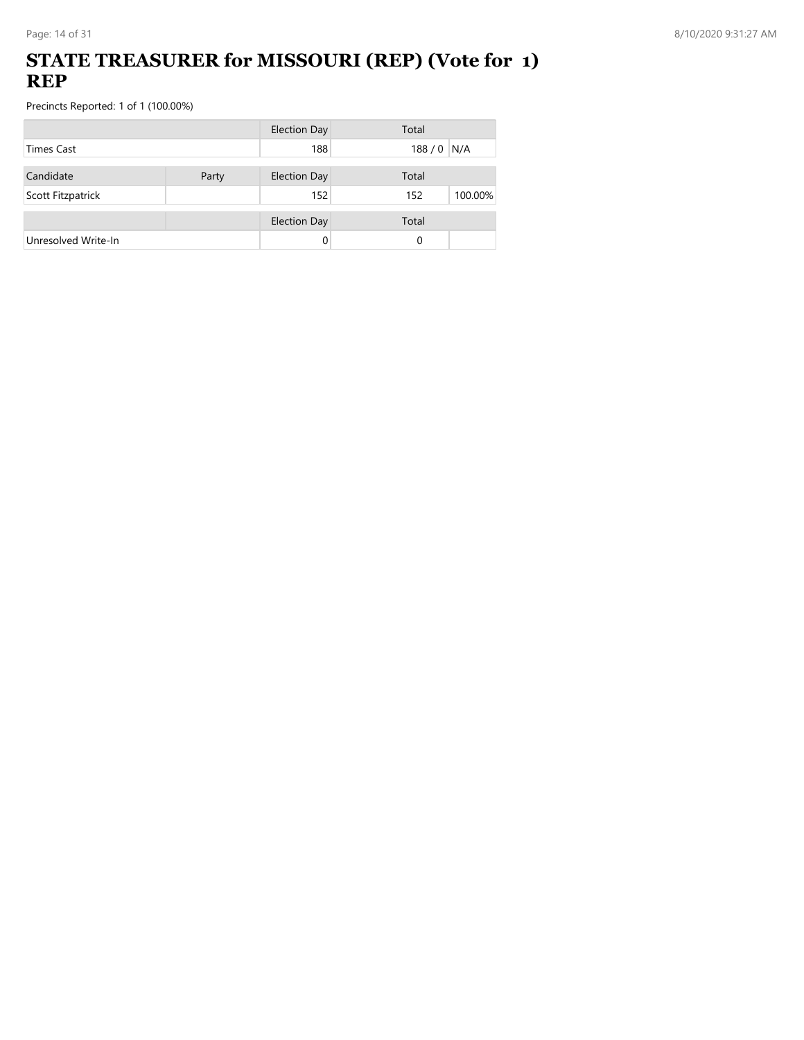# STATE TREASURER for MISSOURI (REP) (Vote for 1) REP

Precincts Reported: 1 of 1 (100.00%)

| | | Election Day | Total | |
|---|---|---|---|---|
| Times Cast | | 188 | 188 / 0 | N/A |

| Candidate | Party | Election Day | Total | |
|---|---|---|---|---|
| Scott Fitzpatrick | | 152 | 152 | 100.00% |

| | | Election Day | Total | |
|---|---|---|---|---|
| Unresolved Write-In | | 0 | 0 | |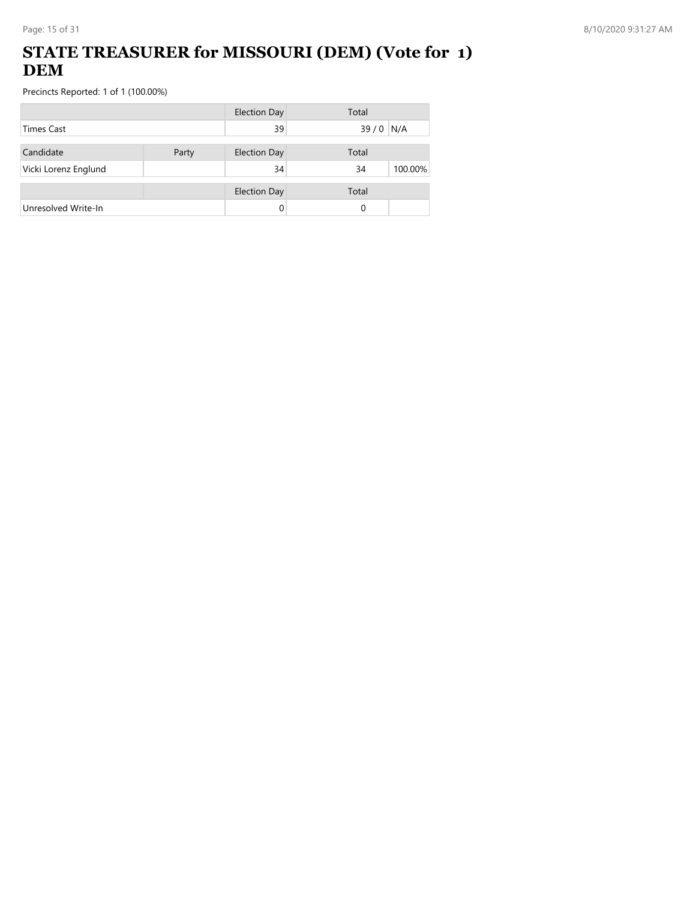# STATE TREASURER for MISSOURI (DEM) (Vote for 1) DEM

Precincts Reported: 1 of 1 (100.00%)

| | | Election Day | Total | |
|---|---|---|---|---|
| Times Cast | | 39 | 39 / 0 | N/A |

| Candidate | Party | Election Day | Total | |
|---|---|---|---|---|
| Vicki Lorenz Englund | | 34 | 34 | 100.00% |

| | | Election Day | Total | |
|---|---|---|---|---|
| Unresolved Write-In | | 0 | 0 | |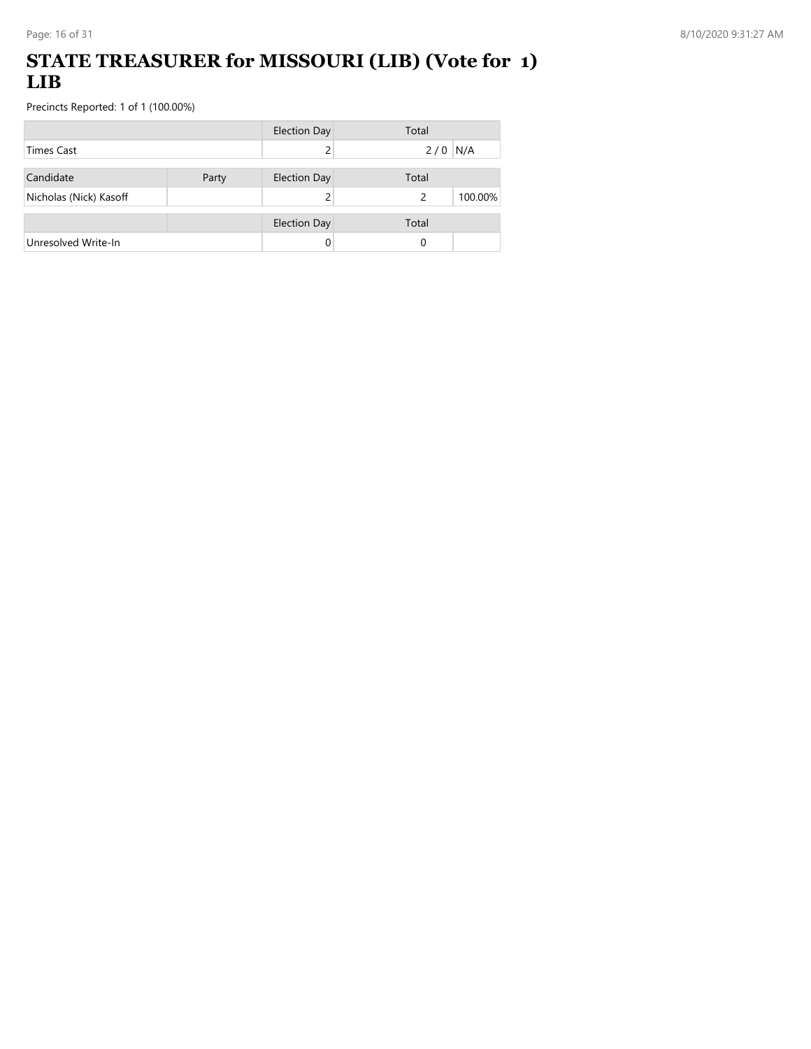# STATE TREASURER for MISSOURI (LIB) (Vote for 1) LIB

Precincts Reported: 1 of 1 (100.00%)

| | | Election Day | Total | |
|---|---|---|---|---|
| Times Cast | | 2 | 2 / 0 | N/A |

| Candidate | Party | Election Day | Total | |
|---|---|---|---|---|
| Nicholas (Nick) Kasoff | | 2 | 2 | 100.00% |

| | | Election Day | Total | |
|---|---|---|---|---|
| Unresolved Write-In | | 0 | 0 | |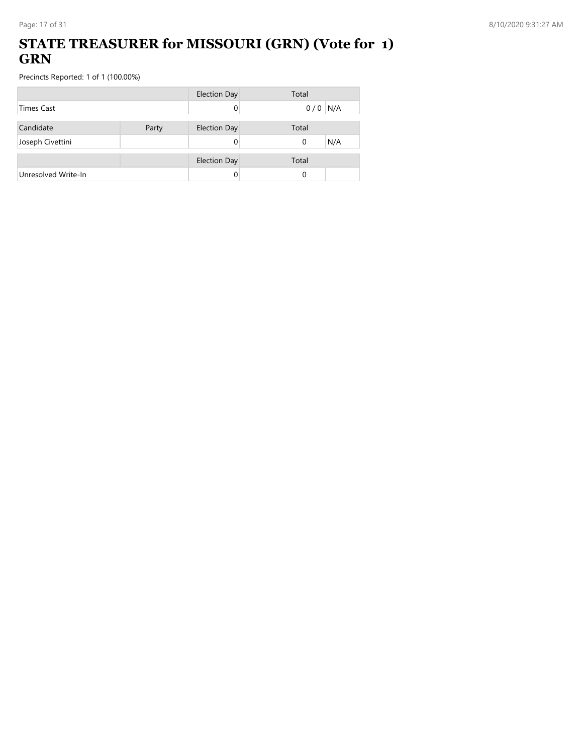# STATE TREASURER for MISSOURI (GRN) (Vote for 1) GRN

Precincts Reported: 1 of 1 (100.00%)

| | | Election Day | Total | |
|---|---|---|---|---|
| Times Cast | | 0 | 0 / 0 | N/A |

| Candidate | Party | Election Day | Total | |
|---|---|---|---|---|
| Joseph Civettini | | 0 | 0 | N/A |

| | | Election Day | Total | |
|---|---|---|---|---|
| Unresolved Write-In | | 0 | 0 | |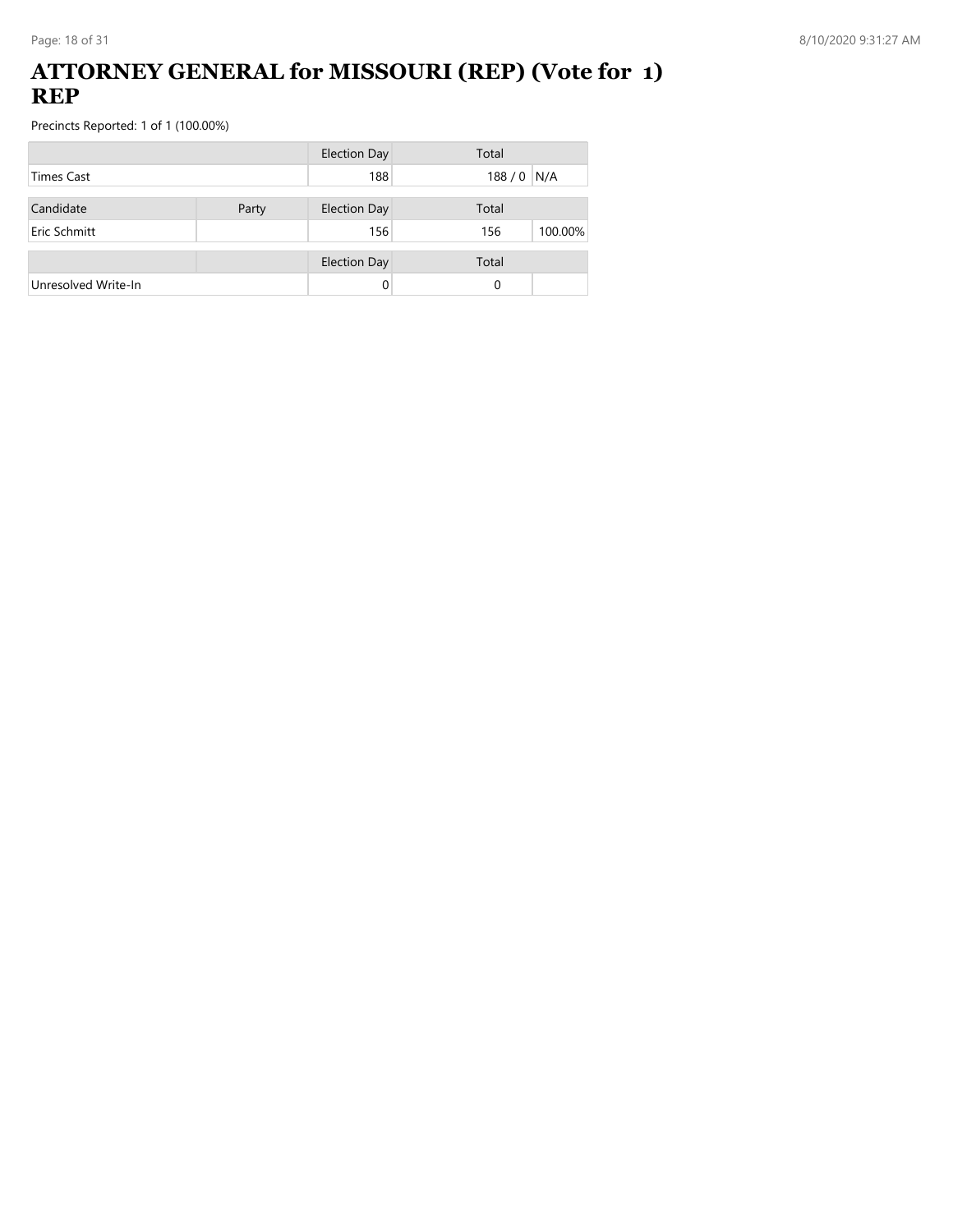# ATTORNEY GENERAL for MISSOURI (REP) (Vote for 1) REP

Precincts Reported: 1 of 1 (100.00%)

| | | Election Day | Total | |
|---|---|---|---|---|
| Times Cast | | 188 | 188 / 0 | N/A |

| Candidate | Party | Election Day | Total | |
|---|---|---|---|---|
| Eric Schmitt | | 156 | 156 | 100.00% |

| | | Election Day | Total | |
|---|---|---|---|---|
| Unresolved Write-In | | 0 | 0 | |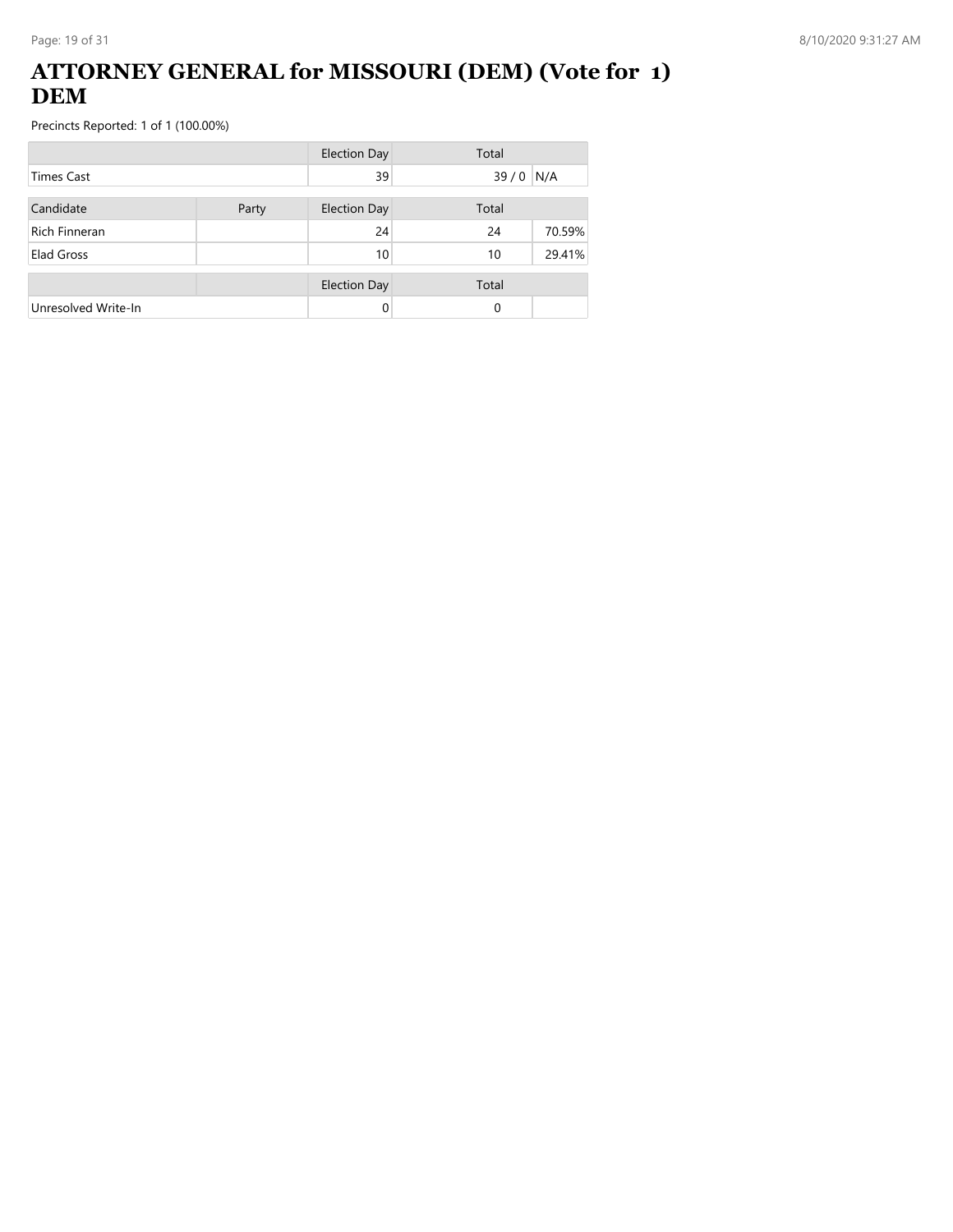# ATTORNEY GENERAL for MISSOURI (DEM) (Vote for 1) DEM

Precincts Reported: 1 of 1 (100.00%)

| | | Election Day | Total | |
|---|---|---|---|---|
| Times Cast | | 39 | 39 / 0 | N/A |

| Candidate | Party | Election Day | Total | |
|---|---|---|---|---|
| Rich Finneran | | 24 | 24 | 70.59% |
| Elad Gross | | 10 | 10 | 29.41% |

| | | Election Day | Total | |
|---|---|---|---|---|
| Unresolved Write-In | | 0 | 0 | |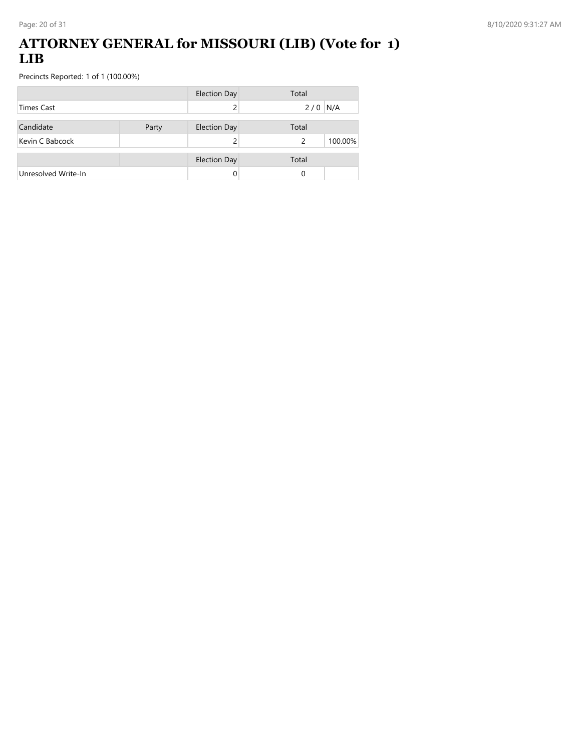# ATTORNEY GENERAL for MISSOURI (LIB) (Vote for 1) LIB

Precincts Reported: 1 of 1 (100.00%)

| | | Election Day | Total | |
|---|---|---|---|---|
| Times Cast | | 2 | 2 / 0 | N/A |

| Candidate | Party | Election Day | Total | |
|---|---|---|---|---|
| Kevin C Babcock | | 2 | 2 | 100.00% |

| | | Election Day | Total | |
|---|---|---|---|---|
| Unresolved Write-In | | 0 | 0 | |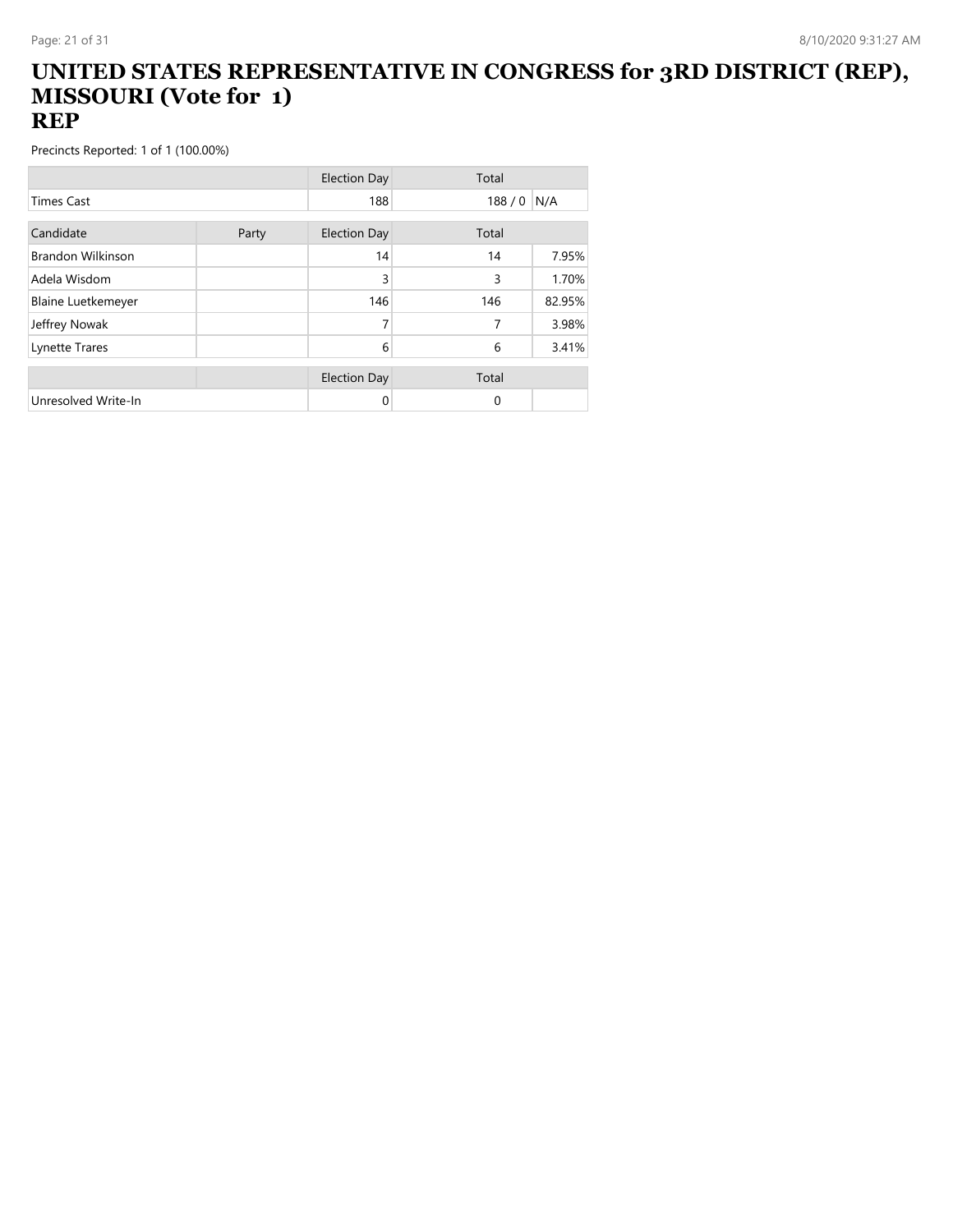# UNITED STATES REPRESENTATIVE IN CONGRESS for 3RD DISTRICT (REP), MISSOURI (Vote for 1)
## REP

Precincts Reported: 1 of 1 (100.00%)

| | | Election Day | Total | |
|---|---|---|---|---|
| Times Cast | | 188 | 188 / 0 | N/A |

| Candidate | Party | Election Day | Total | |
|---|---|---|---|---|
| Brandon Wilkinson | | 14 | 14 | 7.95% |
| Adela Wisdom | | 3 | 3 | 1.70% |
| Blaine Luetkemeyer | | 146 | 146 | 82.95% |
| Jeffrey Nowak | | 7 | 7 | 3.98% |
| Lynette Trares | | 6 | 6 | 3.41% |

| | | Election Day | Total | |
|---|---|---|---|---|
| Unresolved Write-In | | 0 | 0 | |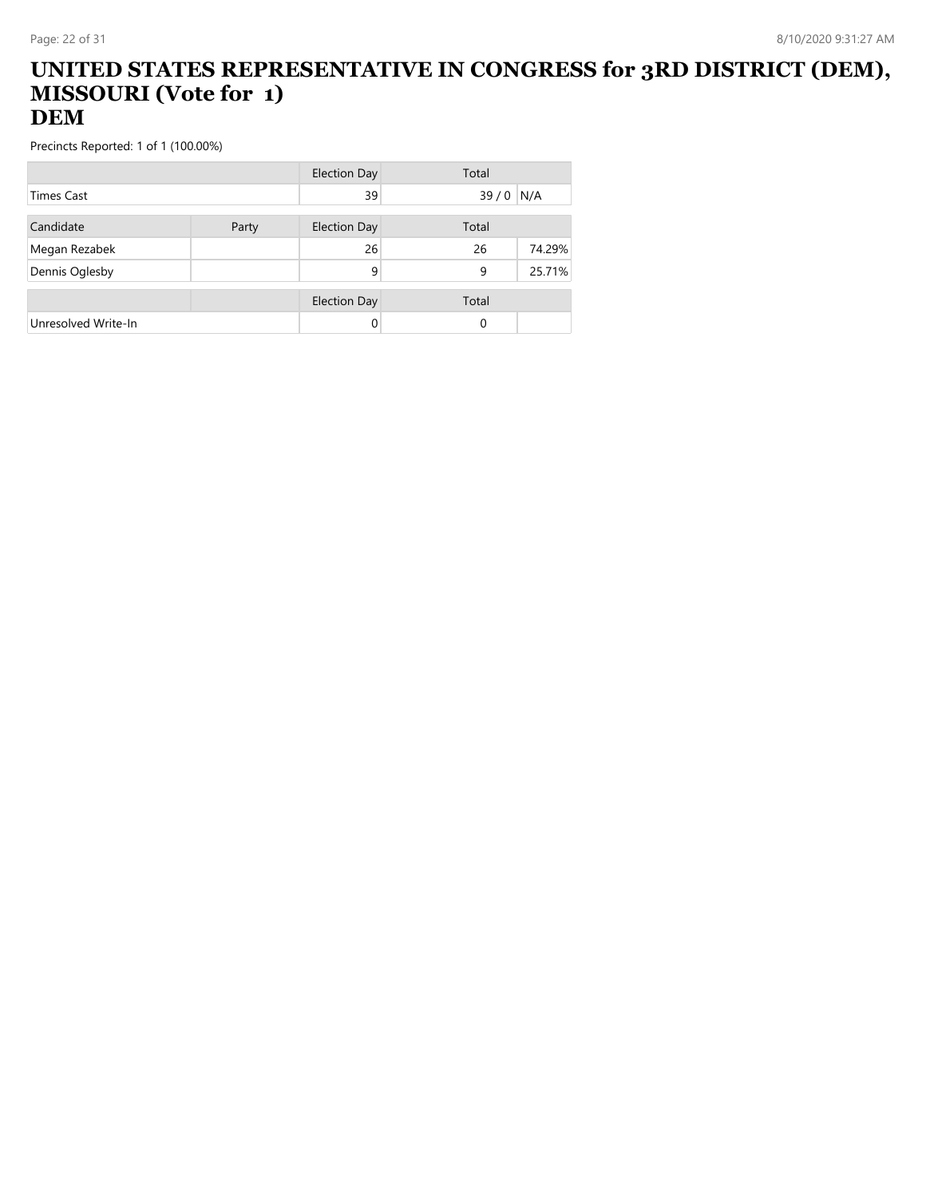# UNITED STATES REPRESENTATIVE IN CONGRESS for 3RD DISTRICT (DEM), MISSOURI (Vote for 1)
## DEM

Precincts Reported: 1 of 1 (100.00%)

| | | Election Day | Total | |
|---|---|---|---|---|
| Times Cast | | 39 | 39 / 0 | N/A |

| Candidate | Party | Election Day | Total | |
|---|---|---|---|---|
| Megan Rezabek | | 26 | 26 | 74.29% |
| Dennis Oglesby | | 9 | 9 | 25.71% |

| | | Election Day | Total | |
|---|---|---|---|---|
| Unresolved Write-In | | 0 | 0 | |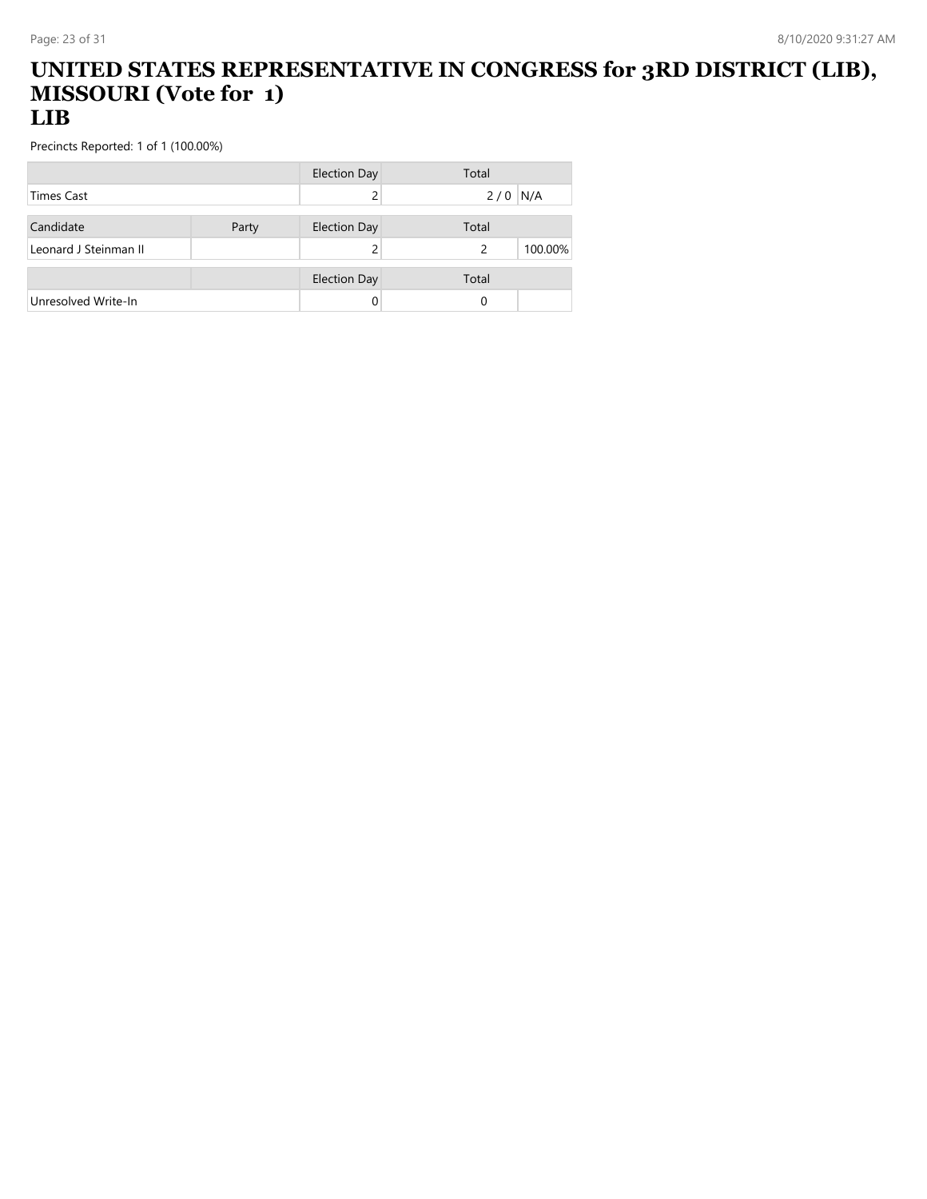# UNITED STATES REPRESENTATIVE IN CONGRESS for 3RD DISTRICT (LIB), MISSOURI (Vote for 1)
## LIB

Precincts Reported: 1 of 1 (100.00%)

| | | Election Day | Total | |
|---|---|---|---|---|
| Times Cast | | 2 | 2 / 0 | N/A |

| Candidate | Party | Election Day | Total | |
|---|---|---|---|---|
| Leonard J Steinman II | | 2 | 2 | 100.00% |

| | | Election Day | Total | |
|---|---|---|---|---|
| Unresolved Write-In | | 0 | 0 | |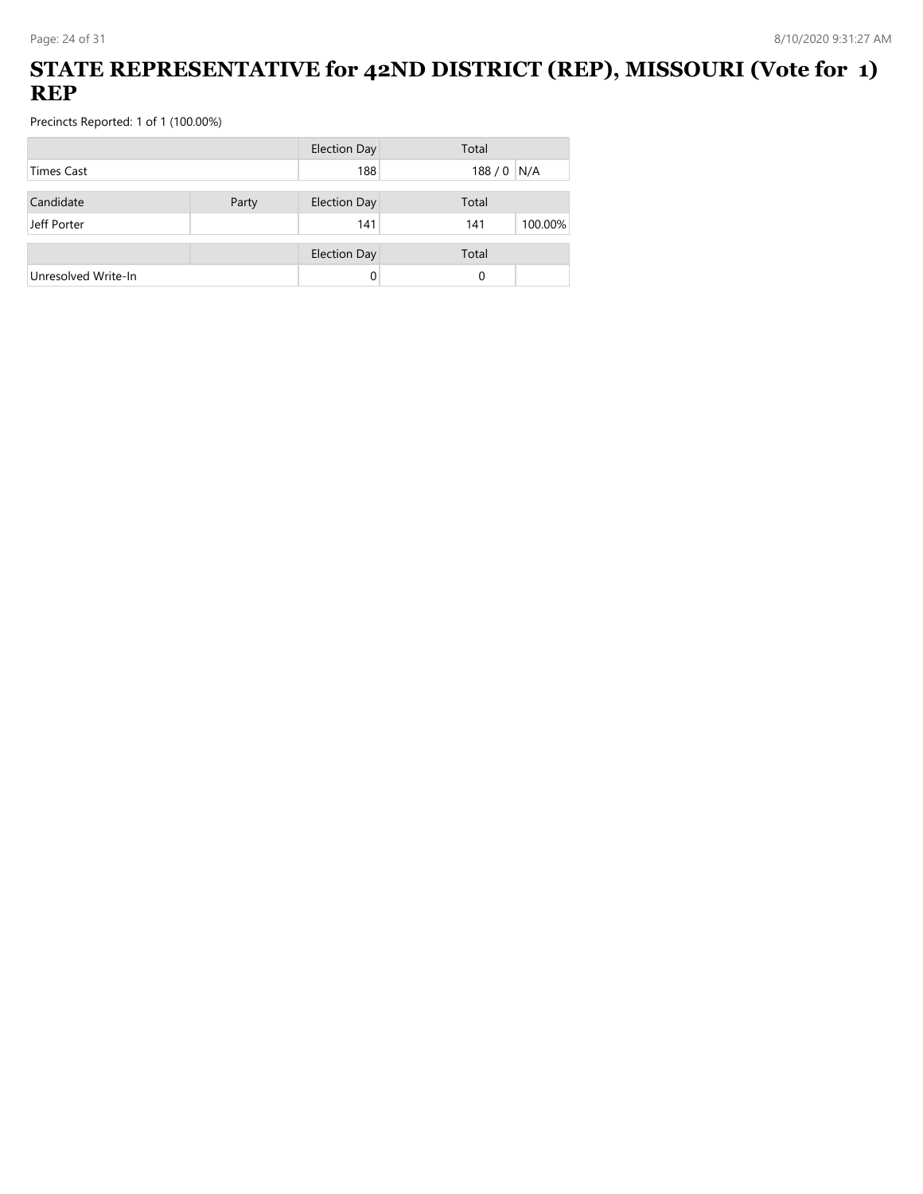# STATE REPRESENTATIVE for 42ND DISTRICT (REP), MISSOURI (Vote for 1) REP

Precincts Reported: 1 of 1 (100.00%)

| | Election Day | Total | |
|---|---|---|---|
| Times Cast | 188 | 188 / 0 | N/A |

| Candidate | Party | Election Day | Total | |
|---|---|---|---|---|
| Jeff Porter | | 141 | 141 | 100.00% |

| | | Election Day | Total | |
|---|---|---|---|---|
| Unresolved Write-In | | 0 | 0 | |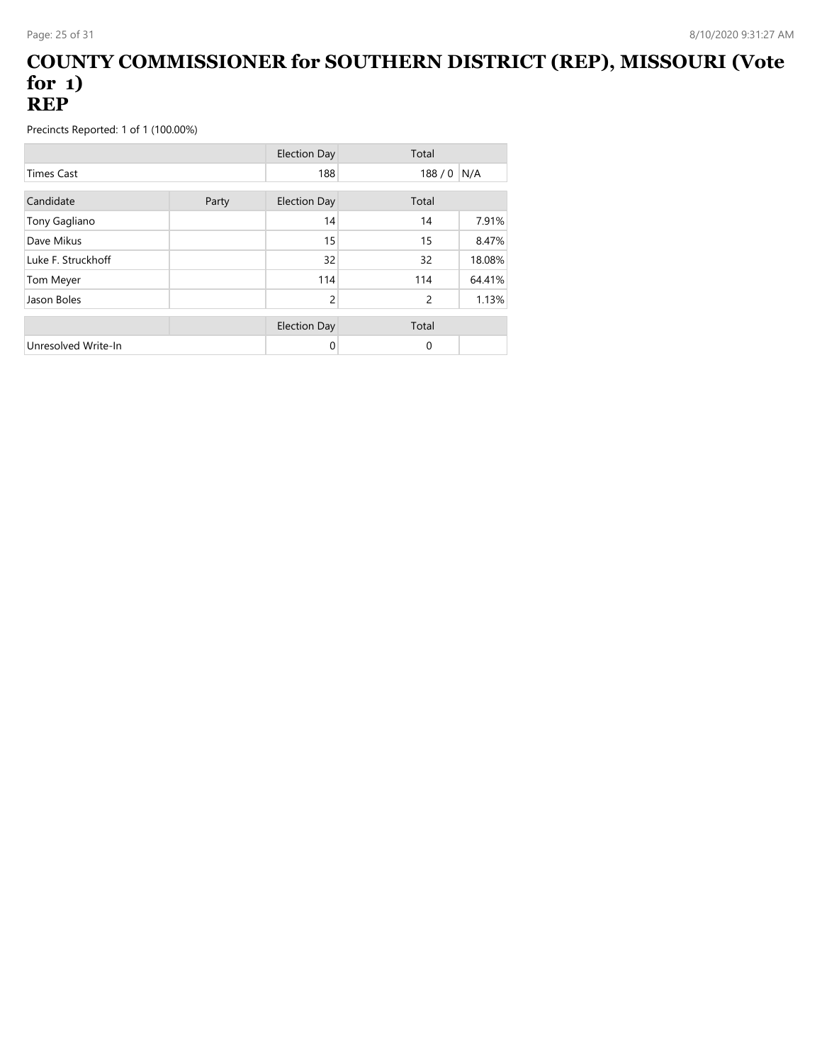# COUNTY COMMISSIONER for SOUTHERN DISTRICT (REP), MISSOURI (Vote for 1)
# REP

Precincts Reported: 1 of 1 (100.00%)

| | | Election Day | Total | |
|---|---|---|---|---|
| Times Cast | | 188 | 188 / 0 | N/A |

| Candidate | Party | Election Day | Total | |
|---|---|---|---|---|
| Tony Gagliano | | 14 | 14 | 7.91% |
| Dave Mikus | | 15 | 15 | 8.47% |
| Luke F. Struckhoff | | 32 | 32 | 18.08% |
| Tom Meyer | | 114 | 114 | 64.41% |
| Jason Boles | | 2 | 2 | 1.13% |

| | | Election Day | Total | |
|---|---|---|---|---|
| Unresolved Write-In | | 0 | 0 | |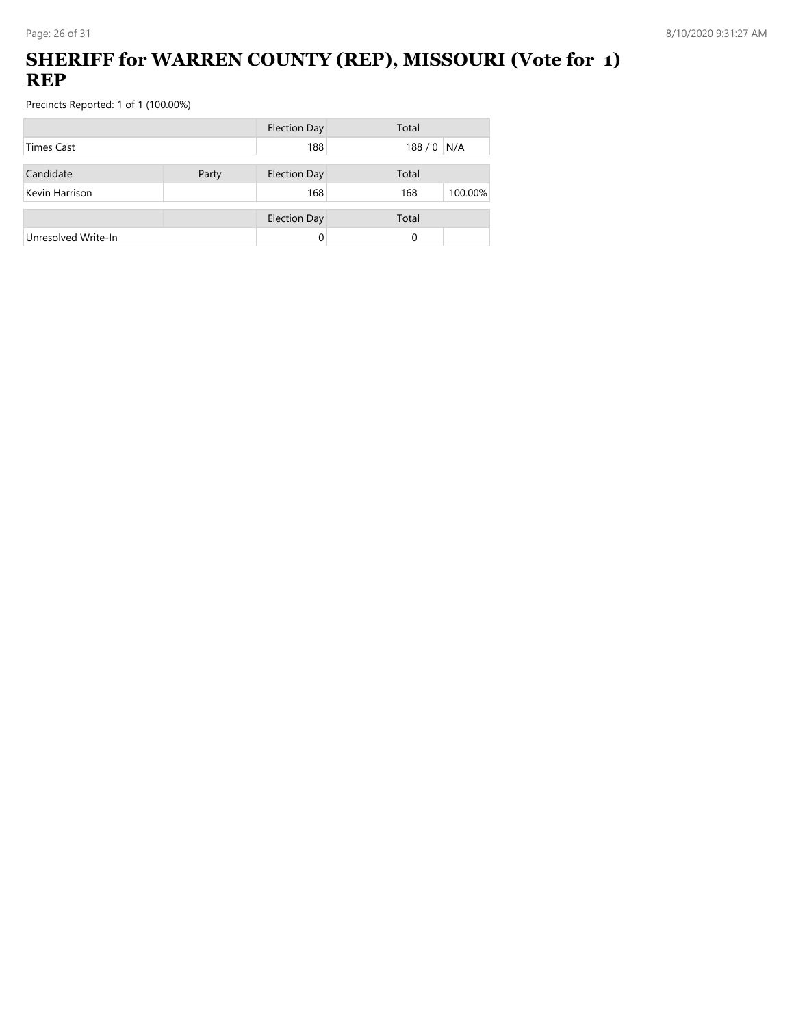# SHERIFF for WARREN COUNTY (REP), MISSOURI (Vote for 1) REP

Precincts Reported: 1 of 1 (100.00%)

| | | Election Day | Total | |
|---|---|---|---|---|
| Times Cast | | 188 | 188 / 0 | N/A |

| Candidate | Party | Election Day | Total | |
|---|---|---|---|---|
| Kevin Harrison | | 168 | 168 | 100.00% |

| | | Election Day | Total | |
|---|---|---|---|---|
| Unresolved Write-In | | 0 | 0 | |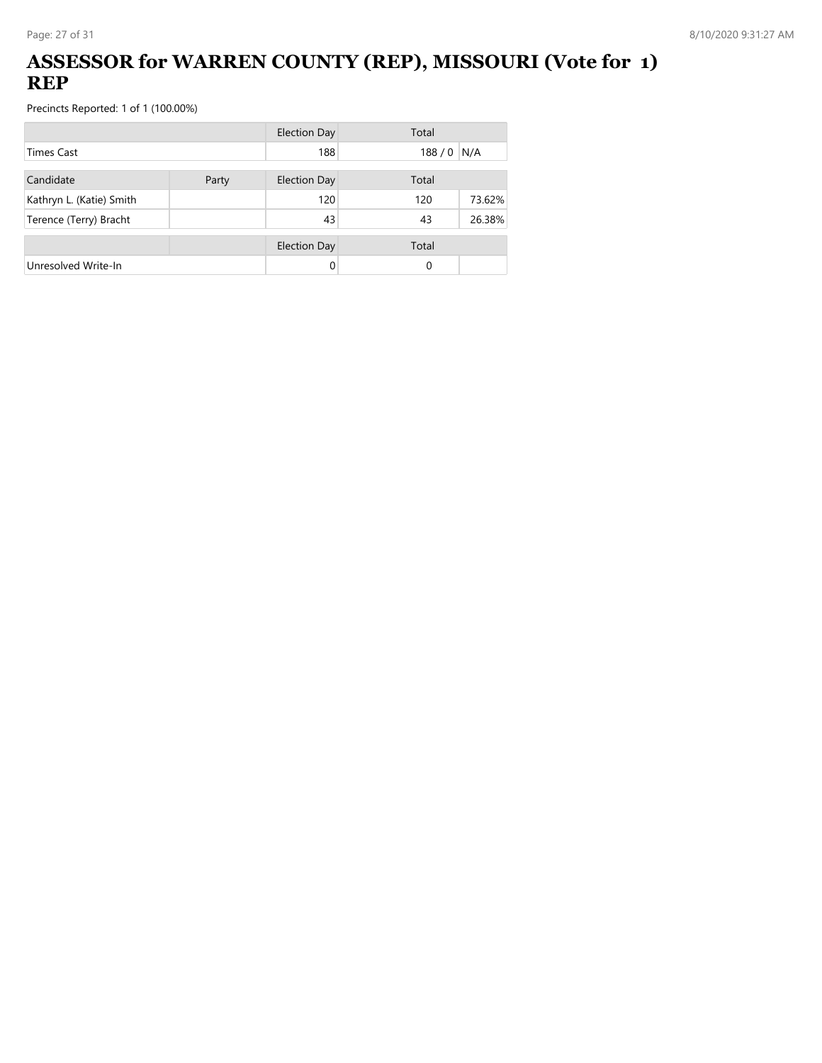# ASSESSOR for WARREN COUNTY (REP), MISSOURI (Vote for 1) REP

Precincts Reported: 1 of 1 (100.00%)

| | | Election Day | Total | |
|---|---|---|---|---|
| Times Cast | | 188 | 188 / 0 | N/A |

| Candidate | Party | Election Day | Total | |
|---|---|---|---|---|
| Kathryn L. (Katie) Smith | | 120 | 120 | 73.62% |
| Terence (Terry) Bracht | | 43 | 43 | 26.38% |

| | | Election Day | Total | |
|---|---|---|---|---|
| Unresolved Write-In | | 0 | 0 | |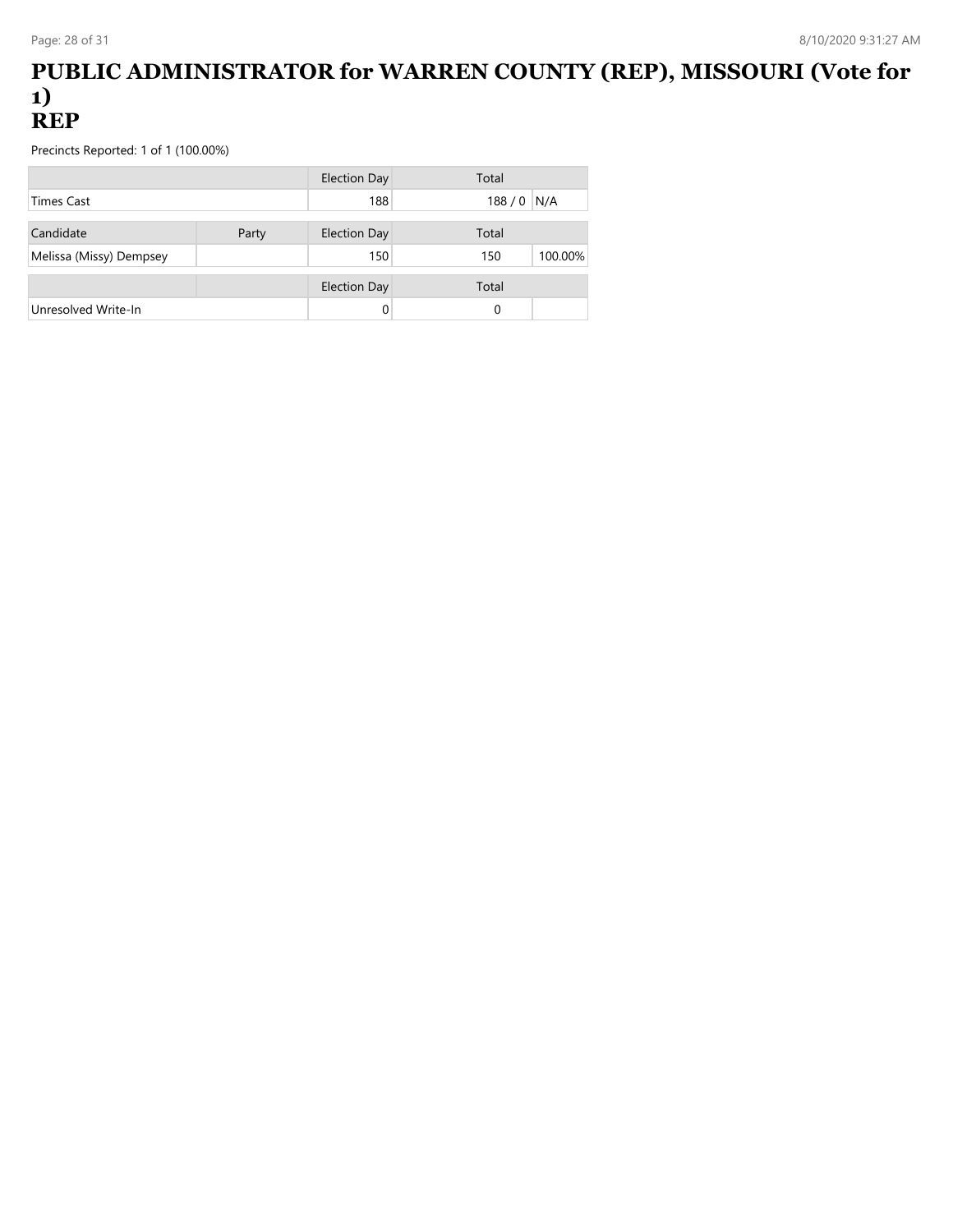# PUBLIC ADMINISTRATOR for WARREN COUNTY (REP), MISSOURI (Vote for 1)
# REP

Precincts Reported: 1 of 1 (100.00%)

| | | Election Day | Total | |
|---|---|---|---|---|
| Times Cast | | 188 | 188 / 0 | N/A |

| Candidate | Party | Election Day | Total | |
|---|---|---|---|---|
| Melissa (Missy) Dempsey | | 150 | 150 | 100.00% |

| | | Election Day | Total | |
|---|---|---|---|---|
| Unresolved Write-In | | 0 | 0 | |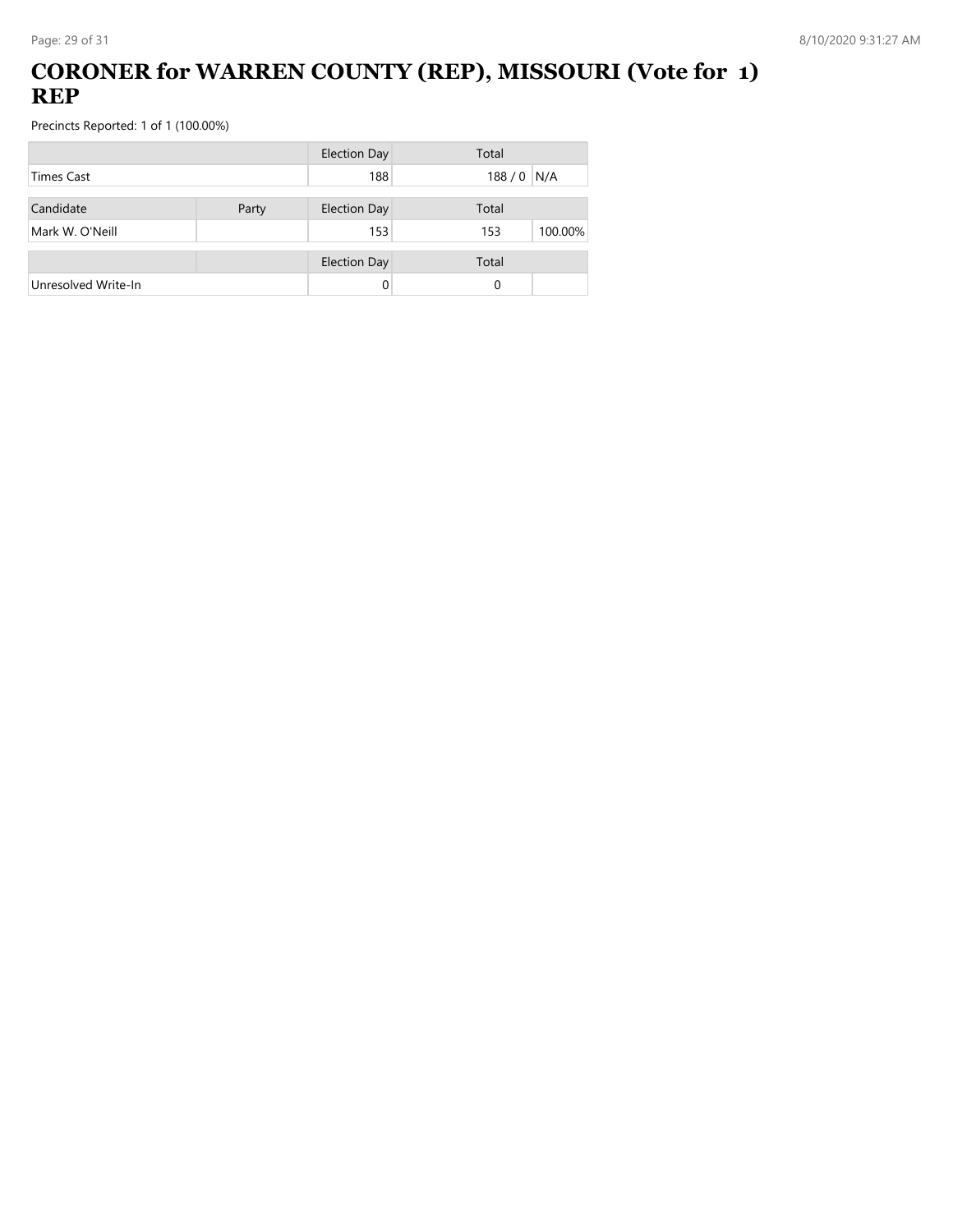# CORONER for WARREN COUNTY (REP), MISSOURI (Vote for 1) REP

Precincts Reported: 1 of 1 (100.00%)

| | | Election Day | Total | |
|---|---|---|---|---|
| Times Cast | | 188 | 188 / 0 | N/A |

| Candidate | Party | Election Day | Total | |
|---|---|---|---|---|
| Mark W. O'Neill | | 153 | 153 | 100.00% |

| | | Election Day | Total | |
|---|---|---|---|---|
| Unresolved Write-In | | 0 | 0 | |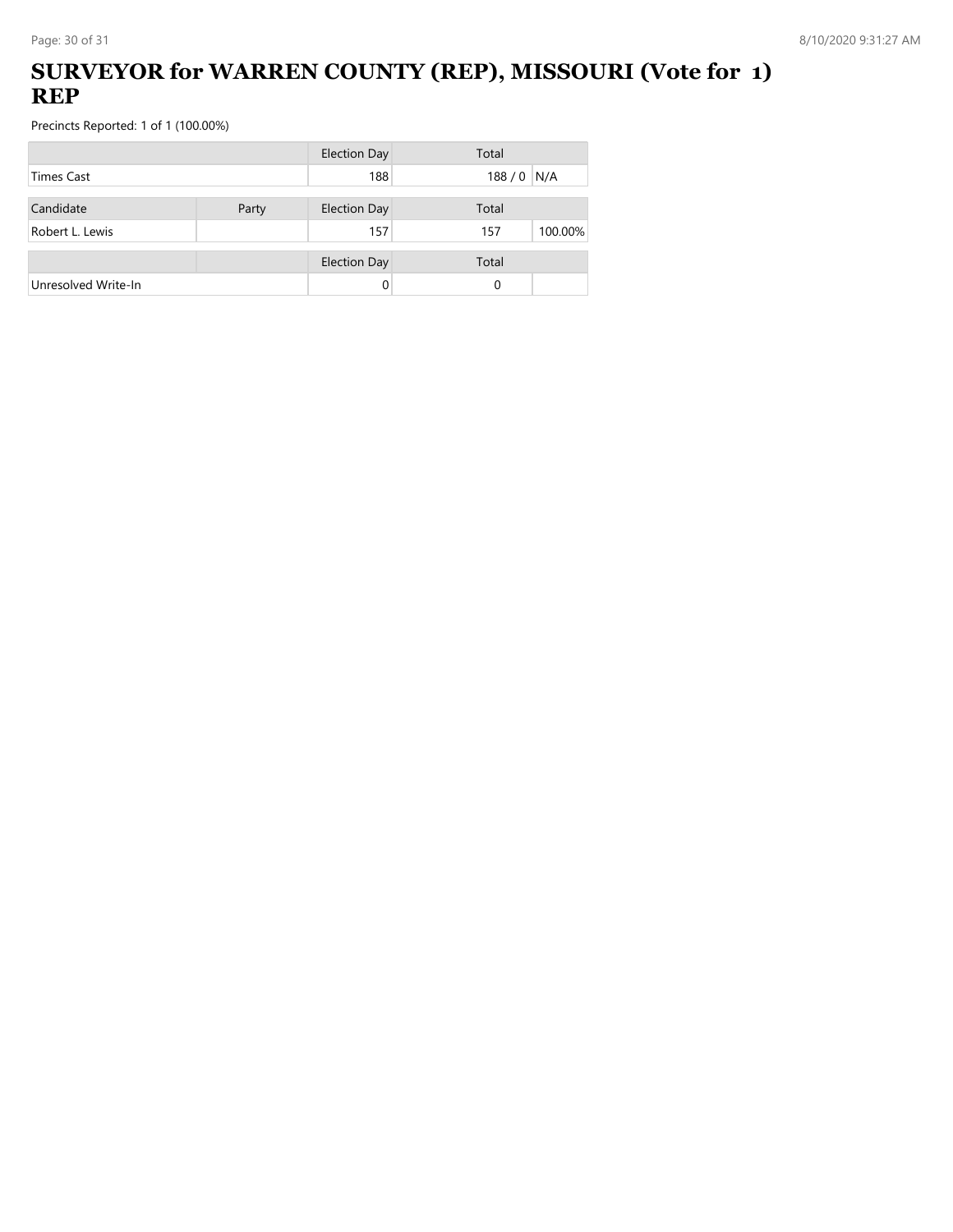# SURVEYOR for WARREN COUNTY (REP), MISSOURI (Vote for 1) REP

Precincts Reported: 1 of 1 (100.00%)

| | | Election Day | Total | |
|---|---|---|---|---|
| Times Cast | | 188 | 188 / 0 | N/A |

| Candidate | Party | Election Day | Total | |
|---|---|---|---|---|
| Robert L. Lewis | | 157 | 157 | 100.00% |

| | | Election Day | Total | |
|---|---|---|---|---|
| Unresolved Write-In | | 0 | 0 | |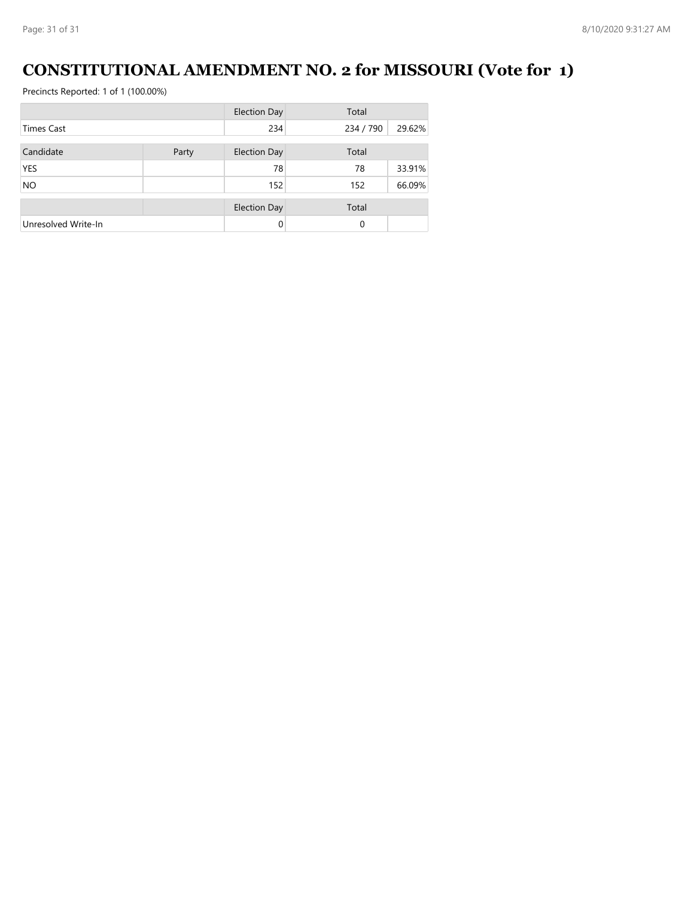# CONSTITUTIONAL AMENDMENT NO. 2 for MISSOURI (Vote for 1)

Precincts Reported: 1 of 1 (100.00%)

| | | Election Day | Total | |
|---|---|---|---|---|
| Times Cast | | 234 | 234 / 790 | 29.62% |

| Candidate | Party | Election Day | Total | |
|---|---|---|---|---|
| YES | | 78 | 78 | 33.91% |
| NO | | 152 | 152 | 66.09% |

| | | Election Day | Total | |
|---|---|---|---|---|
| Unresolved Write-In | | 0 | 0 | |